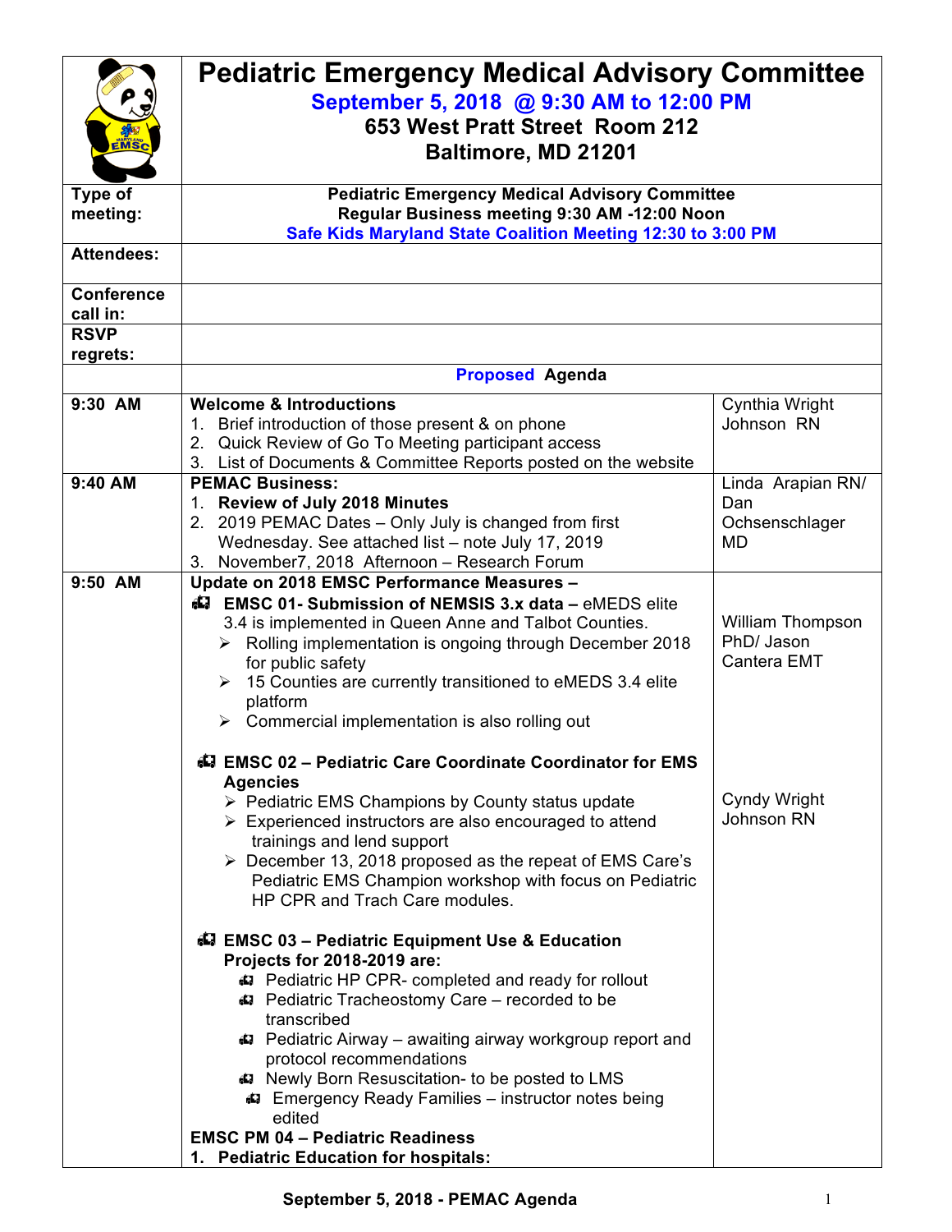# Pediatric Emergency Medical Advisory Committee

**September 5, 2018 @ 9:30 AM to 12:00 PM**
**653 West Pratt Street Room 212**
**Baltimore, MD 21201**

| | | |
|---|---|---|
| **Type of meeting:** | **Pediatric Emergency Medical Advisory Committee**<br>**Regular Business meeting 9:30 AM -12:00 Noon**<br>**Safe Kids Maryland State Coalition Meeting 12:30 to 3:00 PM** | |
| **Attendees:** | | |
| **Conference call in:** | | |
| **RSVP regrets:** | | |
| | **Proposed Agenda** | |
| **9:30 AM** | **Welcome & Introductions**<br>1. Brief introduction of those present & on phone<br>2. Quick Review of Go To Meeting participant access<br>3. List of Documents & Committee Reports posted on the website | Cynthia Wright Johnson RN |
| **9:40 AM** | **PEMAC Business:**<br>1. **Review of July 2018 Minutes**<br>2. 2019 PEMAC Dates – Only July is changed from first Wednesday. See attached list – note July 17, 2019<br>3. November7, 2018 Afternoon – Research Forum | Linda Arapian RN/ Dan Ochsenschlager MD |
| **9:50 AM** | **Update on 2018 EMSC Performance Measures –**<br>- **EMSC 01- Submission of NEMSIS 3.x data –** eMEDS elite 3.4 is implemented in Queen Anne and Talbot Counties.<br>  - Rolling implementation is ongoing through December 2018 for public safety<br>  - 15 Counties are currently transitioned to eMEDS 3.4 elite platform<br>  - Commercial implementation is also rolling out | William Thompson PhD/ Jason Cantera EMT |
| | - **EMSC 02 – Pediatric Care Coordinate Coordinator for EMS Agencies**<br>  - Pediatric EMS Champions by County status update<br>  - Experienced instructors are also encouraged to attend trainings and lend support<br>  - December 13, 2018 proposed as the repeat of EMS Care's Pediatric EMS Champion workshop with focus on Pediatric HP CPR and Trach Care modules. | Cyndy Wright Johnson RN |
| | - **EMSC 03 – Pediatric Equipment Use & Education Projects for 2018-2019 are:**<br>  - Pediatric HP CPR- completed and ready for rollout<br>  - Pediatric Tracheostomy Care – recorded to be transcribed<br>  - Pediatric Airway – awaiting airway workgroup report and protocol recommendations<br>  - Newly Born Resuscitation- to be posted to LMS<br>  - Emergency Ready Families – instructor notes being edited<br>**EMSC PM 04 – Pediatric Readiness**<br>1. **Pediatric Education for hospitals:** | |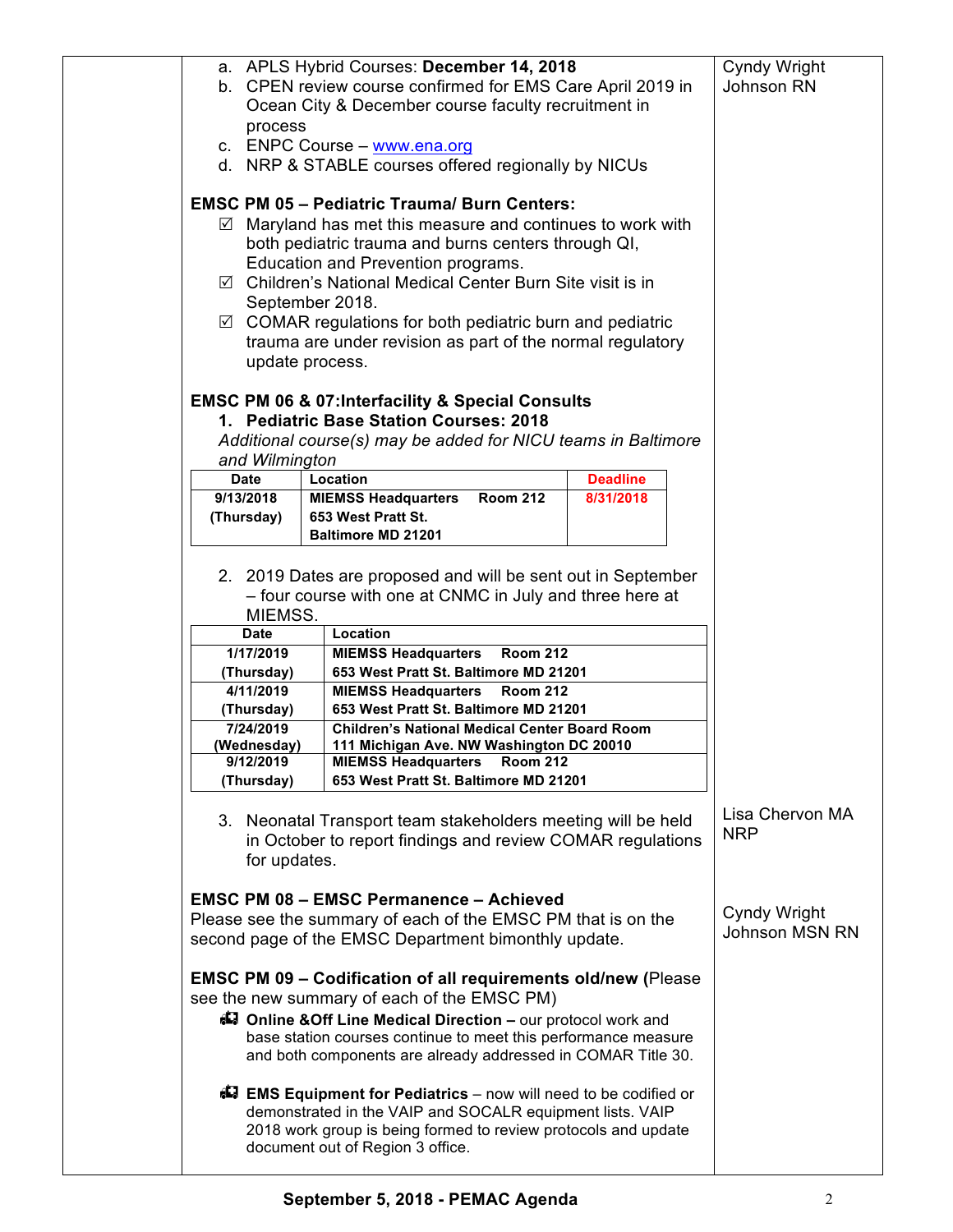| | | |
|---|---|---|
| | a. APLS Hybrid Courses: **December 14, 2018**<br>b. CPEN review course confirmed for EMS Care April 2019 in Ocean City & December course faculty recruitment in process<br>c. ENPC Course – www.ena.org<br>d. NRP & STABLE courses offered regionally by NICUs | Cyndy Wright Johnson RN |

**EMSC PM 05 – Pediatric Trauma/ Burn Centers:**

- ☑ Maryland has met this measure and continues to work with both pediatric trauma and burns centers through QI, Education and Prevention programs.
- ☑ Children's National Medical Center Burn Site visit is in September 2018.
- ☑ COMAR regulations for both pediatric burn and pediatric trauma are under revision as part of the normal regulatory update process.

**EMSC PM 06 & 07:Interfacility & Special Consults**

1. **Pediatric Base Station Courses: 2018**

*Additional course(s) may be added for NICU teams in Baltimore and Wilmington*

| Date | Location | Deadline |
|---|---|---|
| 9/13/2018 (Thursday) | MIEMSS Headquarters Room 212 653 West Pratt St. Baltimore MD 21201 | 8/31/2018 |

2. 2019 Dates are proposed and will be sent out in September – four course with one at CNMC in July and three here at MIEMSS.

| Date | Location |
|---|---|
| 1/17/2019 (Thursday) | MIEMSS Headquarters Room 212 653 West Pratt St. Baltimore MD 21201 |
| 4/11/2019 (Thursday) | MIEMSS Headquarters Room 212 653 West Pratt St. Baltimore MD 21201 |
| 7/24/2019 (Wednesday) | Children's National Medical Center Board Room 111 Michigan Ave. NW Washington DC 20010 |
| 9/12/2019 (Thursday) | MIEMSS Headquarters Room 212 653 West Pratt St. Baltimore MD 21201 |

3. Neonatal Transport team stakeholders meeting will be held in October to report findings and review COMAR regulations for updates. — Lisa Chervon MA NRP

**EMSC PM 08 – EMSC Permanence – Achieved**

Please see the summary of each of the EMSC PM that is on the second page of the EMSC Department bimonthly update. — Cyndy Wright Johnson MSN RN

**EMSC PM 09 – Codification of all requirements old/new** (Please see the new summary of each of the EMSC PM)

- **Online &Off Line Medical Direction –** our protocol work and base station courses continue to meet this performance measure and both components are already addressed in COMAR Title 30.
- **EMS Equipment for Pediatrics** – now will need to be codified or demonstrated in the VAIP and SOCALR equipment lists. VAIP 2018 work group is being formed to review protocols and update document out of Region 3 office.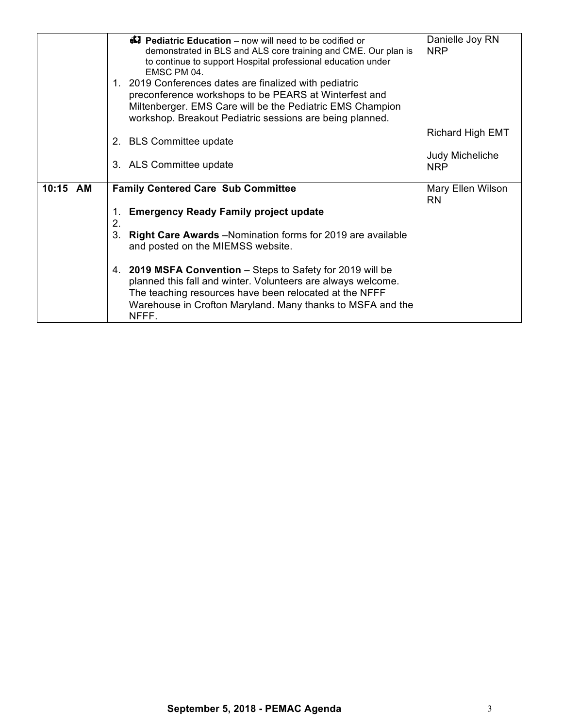| | | |
|---|---|---|
| | **Pediatric Education** – now will need to be codified or demonstrated in BLS and ALS core training and CME. Our plan is to continue to support Hospital professional education under EMSC PM 04.<br>1. 2019 Conferences dates are finalized with pediatric preconference workshops to be PEARS at Winterfest and Miltenberger. EMS Care will be the Pediatric EMS Champion workshop. Breakout Pediatric sessions are being planned.<br>2. BLS Committee update<br>3. ALS Committee update | Danielle Joy RN NRP<br><br>Richard High EMT<br><br>Judy Micheliche NRP |
| **10:15 AM** | **Family Centered Care Sub Committee**<br>1. **Emergency Ready Family project update**<br>2.<br>3. **Right Care Awards** –Nomination forms for 2019 are available and posted on the MIEMSS website.<br>4. **2019 MSFA Convention** – Steps to Safety for 2019 will be planned this fall and winter. Volunteers are always welcome. The teaching resources have been relocated at the NFFF Warehouse in Crofton Maryland. Many thanks to MSFA and the NFFF. | Mary Ellen Wilson RN |

**September 5, 2018 - PEMAC Agenda**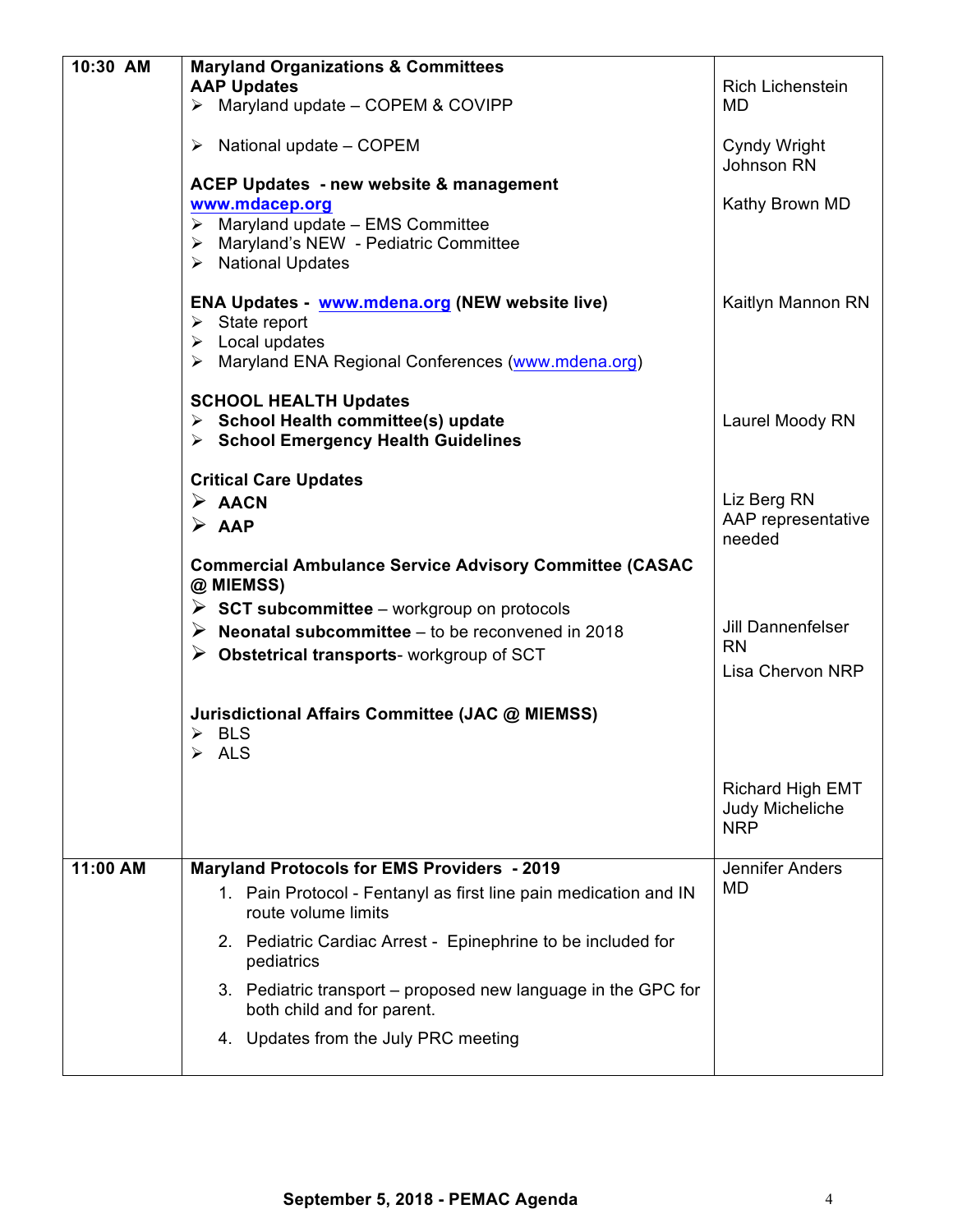| | | |
|---|---|---|
| **10:30 AM** | **Maryland Organizations & Committees**<br>**AAP Updates**<br>➢ Maryland update – COPEM & COVIPP<br>➢ National update – COPEM<br>**ACEP Updates - new website & management** **www.mdacep.org**<br>➢ Maryland update – EMS Committee<br>➢ Maryland's NEW - Pediatric Committee<br>➢ National Updates<br>**ENA Updates - www.mdena.org (NEW website live)**<br>➢ State report<br>➢ Local updates<br>➢ Maryland ENA Regional Conferences (www.mdena.org)<br>**SCHOOL HEALTH Updates**<br>➢ **School Health committee(s) update**<br>➢ **School Emergency Health Guidelines**<br>**Critical Care Updates**<br>➢ **AACN**<br>➢ **AAP**<br>**Commercial Ambulance Service Advisory Committee (CASAC @ MIEMSS)**<br>➢ **SCT subcommittee** – workgroup on protocols<br>➢ **Neonatal subcommittee** – to be reconvened in 2018<br>➢ **Obstetrical transports**- workgroup of SCT<br>**Jurisdictional Affairs Committee (JAC @ MIEMSS)**<br>➢ BLS<br>➢ ALS | Rich Lichenstein MD<br>Cyndy Wright Johnson RN<br>Kathy Brown MD<br>Kaitlyn Mannon RN<br>Laurel Moody RN<br>Liz Berg RN<br>AAP representative needed<br>Jill Dannenfelser RN<br>Lisa Chervon NRP<br>Richard High EMT<br>Judy Micheliche NRP |
| **11:00 AM** | **Maryland Protocols for EMS Providers - 2019**<br>1. Pain Protocol - Fentanyl as first line pain medication and IN route volume limits<br>2. Pediatric Cardiac Arrest - Epinephrine to be included for pediatrics<br>3. Pediatric transport – proposed new language in the GPC for both child and for parent.<br>4. Updates from the July PRC meeting | Jennifer Anders MD |

**September 5, 2018 - PEMAC Agenda**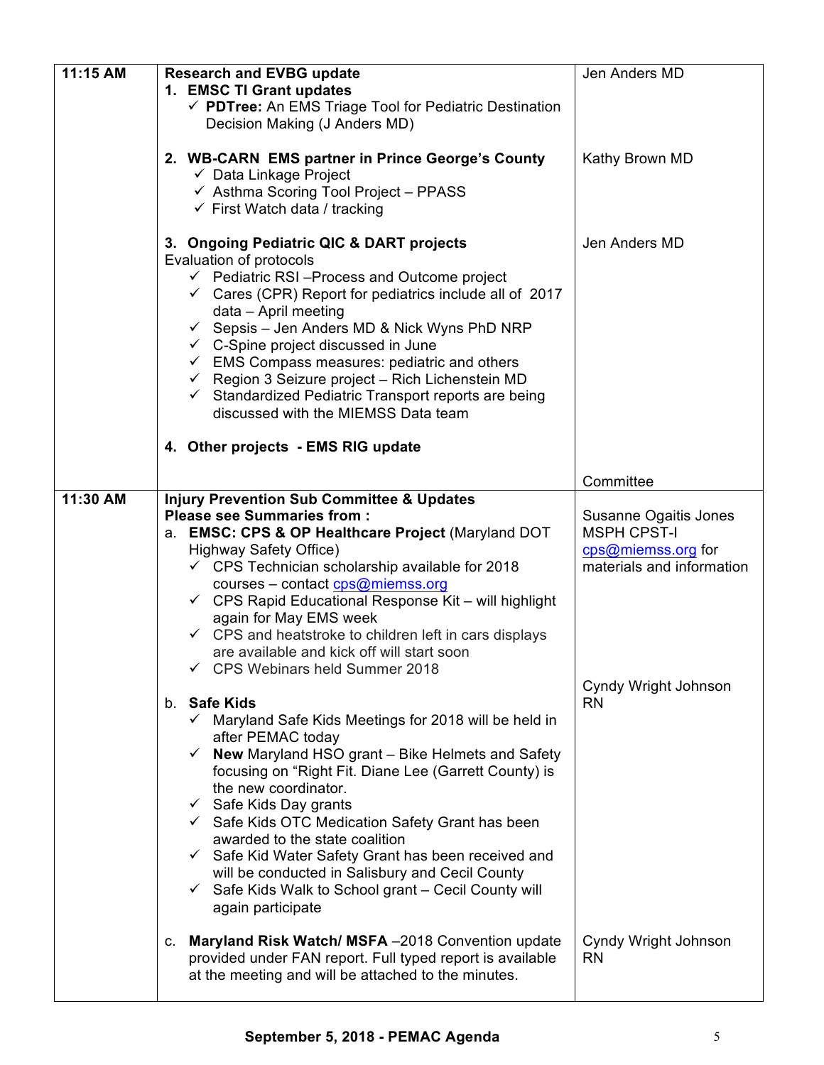| | | |
|---|---|---|
| **11:15 AM** | **Research and EVBG update**<br>**1. EMSC TI Grant updates**<br>✓ **PDTree:** An EMS Triage Tool for Pediatric Destination Decision Making (J Anders MD)<br><br>**2. WB-CARN EMS partner in Prince George's County**<br>✓ Data Linkage Project<br>✓ Asthma Scoring Tool Project – PPASS<br>✓ First Watch data / tracking<br><br>**3. Ongoing Pediatric QIC & DART projects**<br>Evaluation of protocols<br>✓ Pediatric RSI –Process and Outcome project<br>✓ Cares (CPR) Report for pediatrics include all of 2017 data – April meeting<br>✓ Sepsis – Jen Anders MD & Nick Wyns PhD NRP<br>✓ C-Spine project discussed in June<br>✓ EMS Compass measures: pediatric and others<br>✓ Region 3 Seizure project – Rich Lichenstein MD<br>✓ Standardized Pediatric Transport reports are being discussed with the MIEMSS Data team<br><br>**4. Other projects - EMS RIG update** | Jen Anders MD<br><br>Kathy Brown MD<br><br>Jen Anders MD<br><br>Committee |
| **11:30 AM** | **Injury Prevention Sub Committee & Updates**<br>**Please see Summaries from :**<br>a. **EMSC: CPS & OP Healthcare Project** (Maryland DOT Highway Safety Office)<br>✓ CPS Technician scholarship available for 2018 courses – contact cps@miemss.org<br>✓ CPS Rapid Educational Response Kit – will highlight again for May EMS week<br>✓ CPS and heatstroke to children left in cars displays are available and kick off will start soon<br>✓ CPS Webinars held Summer 2018<br><br>b. **Safe Kids**<br>✓ Maryland Safe Kids Meetings for 2018 will be held in after PEMAC today<br>✓ **New** Maryland HSO grant – Bike Helmets and Safety focusing on "Right Fit. Diane Lee (Garrett County) is the new coordinator.<br>✓ Safe Kids Day grants<br>✓ Safe Kids OTC Medication Safety Grant has been awarded to the state coalition<br>✓ Safe Kid Water Safety Grant has been received and will be conducted in Salisbury and Cecil County<br>✓ Safe Kids Walk to School grant – Cecil County will again participate<br><br>c. **Maryland Risk Watch/ MSFA** –2018 Convention update provided under FAN report. Full typed report is available at the meeting and will be attached to the minutes. | Susanne Ogaitis Jones MSPH CPST-I<br>cps@miemss.org for materials and information<br><br>Cyndy Wright Johnson RN<br><br>Cyndy Wright Johnson RN |

**September 5, 2018 - PEMAC Agenda**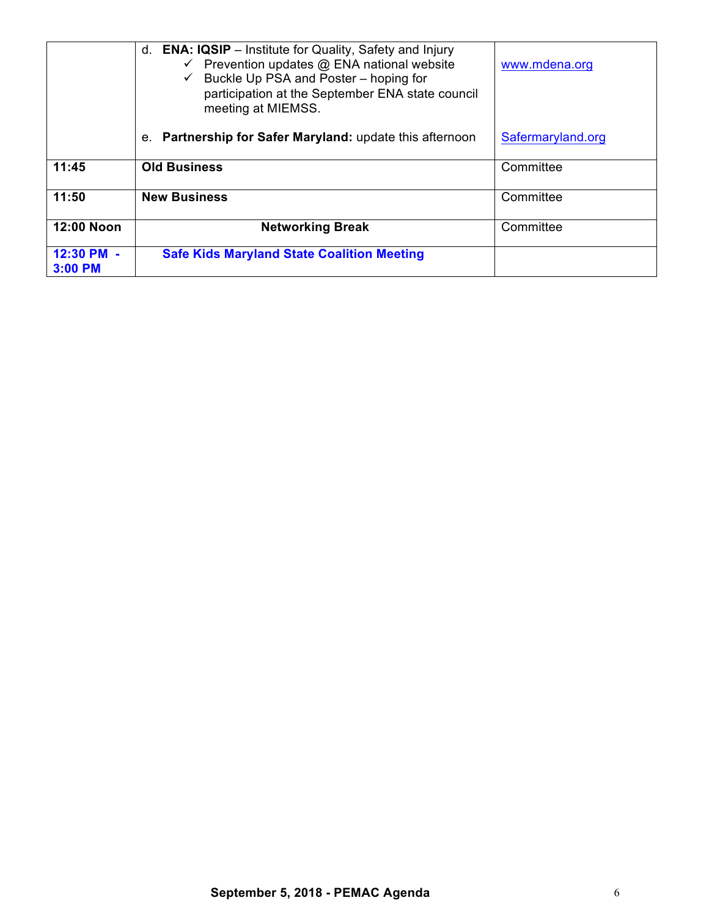| | | |
|---|---|---|
| | d. **ENA: IQSIP** – Institute for Quality, Safety and Injury<br>✓ Prevention updates @ ENA national website<br>✓ Buckle Up PSA and Poster – hoping for participation at the September ENA state council meeting at MIEMSS.<br><br>e. **Partnership for Safer Maryland:** update this afternoon | www.mdena.org<br><br><br><br>Safermaryland.org |
| **11:45** | **Old Business** | Committee |
| **11:50** | **New Business** | Committee |
| **12:00 Noon** | **Networking Break** | Committee |
| **12:30 PM - 3:00 PM** | **Safe Kids Maryland State Coalition Meeting** | |